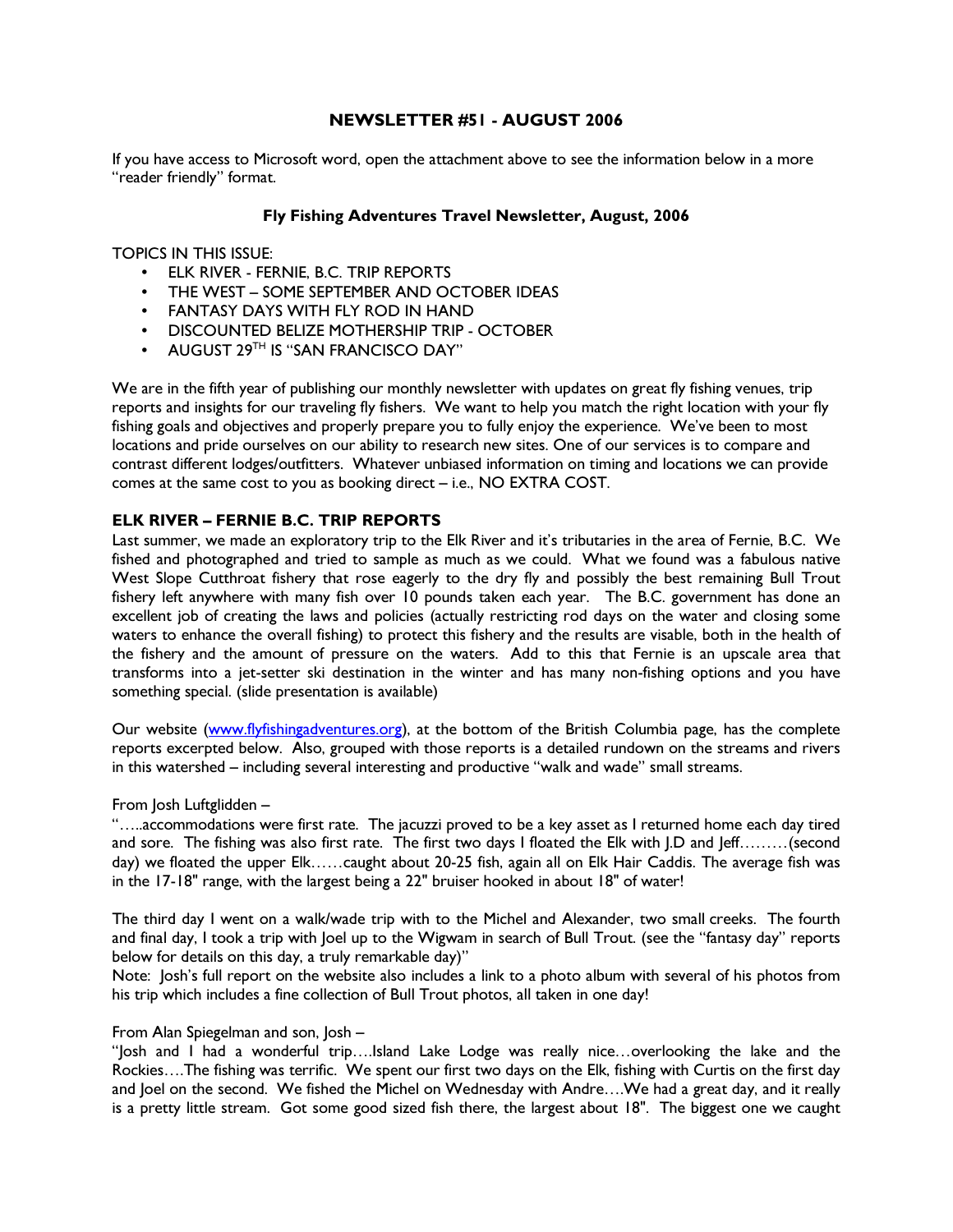**NEWSLETTER #51 - AUGUST 2006**

If you have access to Microsoft word, open the attachment above to see the information below in a more "reader friendly" format.

**Fly Fishing Adventures Travel Newsletter, August, 2006**

TOPICS IN THIS ISSUE:

- ELK RIVER - FERNIE, B.C. TRIP REPORTS
- THE WEST – SOME SEPTEMBER AND OCTOBER IDEAS
- FANTASY DAYS WITH FLY ROD IN HAND
- DISCOUNTED BELIZE MOTHERSHIP TRIP - OCTOBER
- AUGUST 29TH IS "SAN FRANCISCO DAY"

We are in the fifth year of publishing our monthly newsletter with updates on great fly fishing venues, trip reports and insights for our traveling fly fishers. We want to help you match the right location with your fly fishing goals and objectives and properly prepare you to fully enjoy the experience. We've been to most locations and pride ourselves on our ability to research new sites. One of our services is to compare and contrast different lodges/outfitters. Whatever unbiased information on timing and locations we can provide comes at the same cost to you as booking direct – i.e., NO EXTRA COST.

**ELK RIVER – FERNIE B.C. TRIP REPORTS**

Last summer, we made an exploratory trip to the Elk River and it's tributaries in the area of Fernie, B.C. We fished and photographed and tried to sample as much as we could. What we found was a fabulous native West Slope Cutthroat fishery that rose eagerly to the dry fly and possibly the best remaining Bull Trout fishery left anywhere with many fish over 10 pounds taken each year. The B.C. government has done an excellent job of creating the laws and policies (actually restricting rod days on the water and closing some waters to enhance the overall fishing) to protect this fishery and the results are visable, both in the health of the fishery and the amount of pressure on the waters. Add to this that Fernie is an upscale area that transforms into a jet-setter ski destination in the winter and has many non-fishing options and you have something special. (slide presentation is available)

Our website (www.flyfishingadventures.org), at the bottom of the British Columbia page, has the complete reports excerpted below. Also, grouped with those reports is a detailed rundown on the streams and rivers in this watershed – including several interesting and productive "walk and wade" small streams.

From Josh Luftglidden –

"…..accommodations were first rate. The jacuzzi proved to be a key asset as I returned home each day tired and sore. The fishing was also first rate. The first two days I floated the Elk with J.D and Jeff………(second day) we floated the upper Elk……caught about 20-25 fish, again all on Elk Hair Caddis. The average fish was in the 17-18" range, with the largest being a 22" bruiser hooked in about 18" of water!

The third day I went on a walk/wade trip with to the Michel and Alexander, two small creeks. The fourth and final day, I took a trip with Joel up to the Wigwam in search of Bull Trout. (see the "fantasy day" reports below for details on this day, a truly remarkable day)"

Note: Josh's full report on the website also includes a link to a photo album with several of his photos from his trip which includes a fine collection of Bull Trout photos, all taken in one day!

From Alan Spiegelman and son, Josh –

"Josh and I had a wonderful trip….Island Lake Lodge was really nice…overlooking the lake and the Rockies….The fishing was terrific. We spent our first two days on the Elk, fishing with Curtis on the first day and Joel on the second. We fished the Michel on Wednesday with Andre….We had a great day, and it really is a pretty little stream. Got some good sized fish there, the largest about 18". The biggest one we caught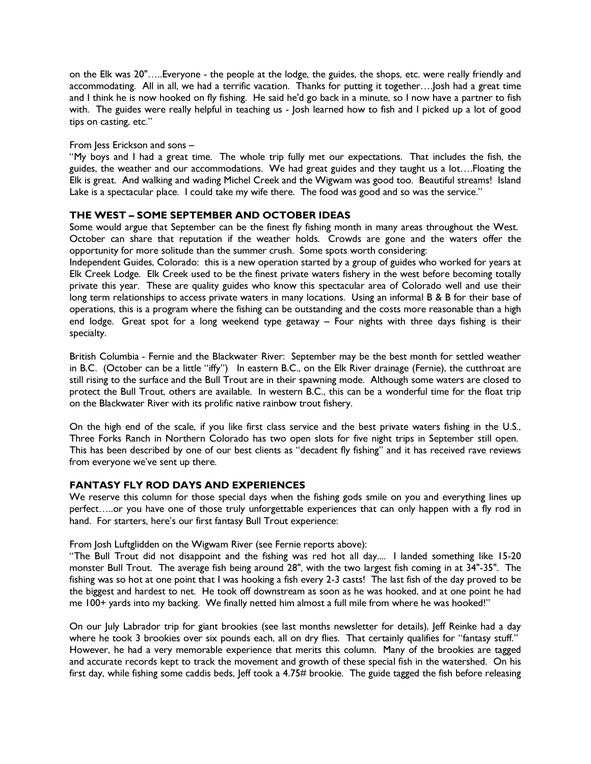on the Elk was 20"…..Everyone - the people at the lodge, the guides, the shops, etc. were really friendly and accommodating. All in all, we had a terrific vacation. Thanks for putting it together….Josh had a great time and I think he is now hooked on fly fishing. He said he'd go back in a minute, so I now have a partner to fish with. The guides were really helpful in teaching us - Josh learned how to fish and I picked up a lot of good tips on casting, etc."

From Jess Erickson and sons –

"My boys and I had a great time. The whole trip fully met our expectations. That includes the fish, the guides, the weather and our accommodations. We had great guides and they taught us a lot….Floating the Elk is great. And walking and wading Michel Creek and the Wigwam was good too. Beautiful streams! Island Lake is a spectacular place. I could take my wife there. The food was good and so was the service."

### THE WEST – SOME SEPTEMBER AND OCTOBER IDEAS

Some would argue that September can be the finest fly fishing month in many areas throughout the West. October can share that reputation if the weather holds. Crowds are gone and the waters offer the opportunity for more solitude than the summer crush. Some spots worth considering:

Independent Guides, Colorado: this is a new operation started by a group of guides who worked for years at Elk Creek Lodge. Elk Creek used to be the finest private waters fishery in the west before becoming totally private this year. These are quality guides who know this spectacular area of Colorado well and use their long term relationships to access private waters in many locations. Using an informal B & B for their base of operations, this is a program where the fishing can be outstanding and the costs more reasonable than a high end lodge. Great spot for a long weekend type getaway – Four nights with three days fishing is their specialty.

British Columbia - Fernie and the Blackwater River: September may be the best month for settled weather in B.C. (October can be a little "iffy") In eastern B.C., on the Elk River drainage (Fernie), the cutthroat are still rising to the surface and the Bull Trout are in their spawning mode. Although some waters are closed to protect the Bull Trout, others are available. In western B.C., this can be a wonderful time for the float trip on the Blackwater River with its prolific native rainbow trout fishery.

On the high end of the scale, if you like first class service and the best private waters fishing in the U.S., Three Forks Ranch in Northern Colorado has two open slots for five night trips in September still open. This has been described by one of our best clients as "decadent fly fishing" and it has received rave reviews from everyone we've sent up there.

### FANTASY FLY ROD DAYS AND EXPERIENCES

We reserve this column for those special days when the fishing gods smile on you and everything lines up perfect…..or you have one of those truly unforgettable experiences that can only happen with a fly rod in hand. For starters, here's our first fantasy Bull Trout experience:

From Josh Luftglidden on the Wigwam River (see Fernie reports above):

"The Bull Trout did not disappoint and the fishing was red hot all day.... I landed something like 15-20 monster Bull Trout. The average fish being around 28", with the two largest fish coming in at 34"-35". The fishing was so hot at one point that I was hooking a fish every 2-3 casts! The last fish of the day proved to be the biggest and hardest to net. He took off downstream as soon as he was hooked, and at one point he had me 100+ yards into my backing. We finally netted him almost a full mile from where he was hooked!"

On our July Labrador trip for giant brookies (see last months newsletter for details), Jeff Reinke had a day where he took 3 brookies over six pounds each, all on dry flies. That certainly qualifies for "fantasy stuff." However, he had a very memorable experience that merits this column. Many of the brookies are tagged and accurate records kept to track the movement and growth of these special fish in the watershed. On his first day, while fishing some caddis beds, Jeff took a 4.75# brookie. The guide tagged the fish before releasing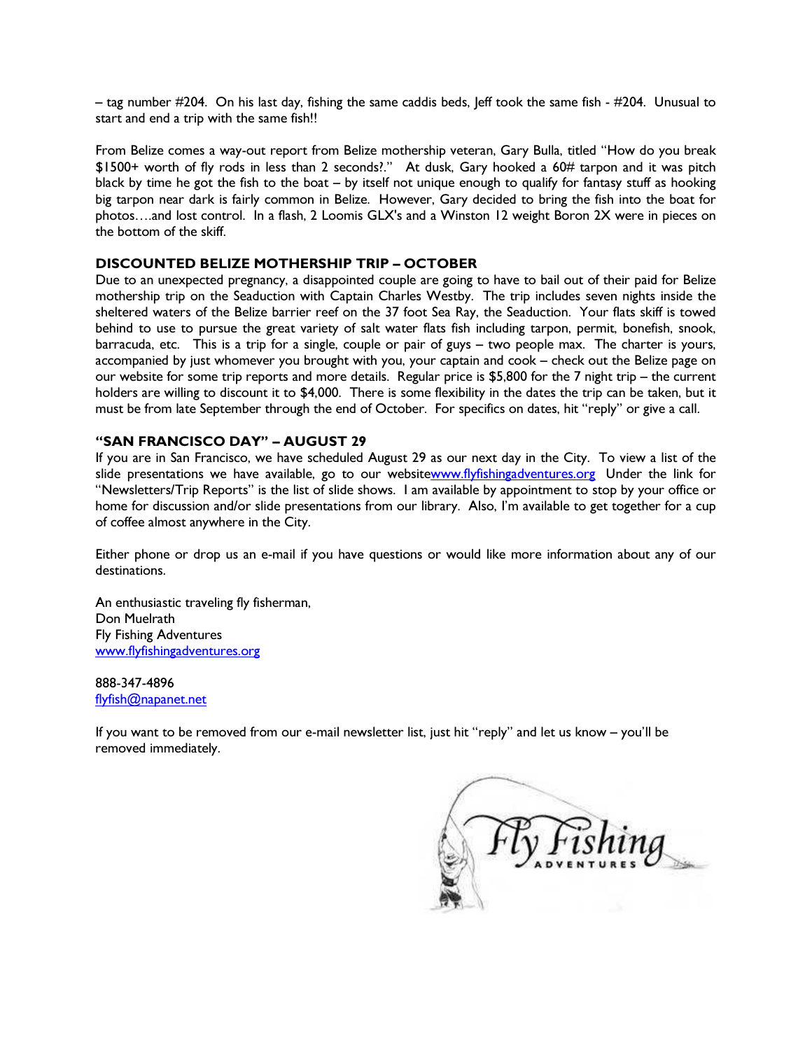– tag number #204. On his last day, fishing the same caddis beds, Jeff took the same fish - #204. Unusual to start and end a trip with the same fish!!

From Belize comes a way-out report from Belize mothership veteran, Gary Bulla, titled "How do you break $1500+ worth of fly rods in less than 2 seconds?." At dusk, Gary hooked a 60# tarpon and it was pitch black by time he got the fish to the boat – by itself not unique enough to qualify for fantasy stuff as hooking big tarpon near dark is fairly common in Belize. However, Gary decided to bring the fish into the boat for photos….and lost control. In a flash, 2 Loomis GLX's and a Winston 12 weight Boron 2X were in pieces on the bottom of the skiff.

### DISCOUNTED BELIZE MOTHERSHIP TRIP – OCTOBER

Due to an unexpected pregnancy, a disappointed couple are going to have to bail out of their paid for Belize mothership trip on the Seaduction with Captain Charles Westby. The trip includes seven nights inside the sheltered waters of the Belize barrier reef on the 37 foot Sea Ray, the Seaduction. Your flats skiff is towed behind to use to pursue the great variety of salt water flats fish including tarpon, permit, bonefish, snook, barracuda, etc. This is a trip for a single, couple or pair of guys – two people max. The charter is yours, accompanied by just whomever you brought with you, your captain and cook – check out the Belize page on our website for some trip reports and more details. Regular price is $5,800 for the 7 night trip – the current holders are willing to discount it to $4,000. There is some flexibility in the dates the trip can be taken, but it must be from late September through the end of October. For specifics on dates, hit "reply" or give a call.

### "SAN FRANCISCO DAY" – AUGUST 29

If you are in San Francisco, we have scheduled August 29 as our next day in the City. To view a list of the slide presentations we have available, go to our websitewww.flyfishingadventures.org Under the link for "Newsletters/Trip Reports" is the list of slide shows. I am available by appointment to stop by your office or home for discussion and/or slide presentations from our library. Also, I'm available to get together for a cup of coffee almost anywhere in the City.

Either phone or drop us an e-mail if you have questions or would like more information about any of our destinations.

An enthusiastic traveling fly fisherman,
Don Muelrath
Fly Fishing Adventures
www.flyfishingadventures.org

888-347-4896
flyfish@napanet.net

If you want to be removed from our e-mail newsletter list, just hit "reply" and let us know – you'll be removed immediately.

Fly Fishing ADVENTURES